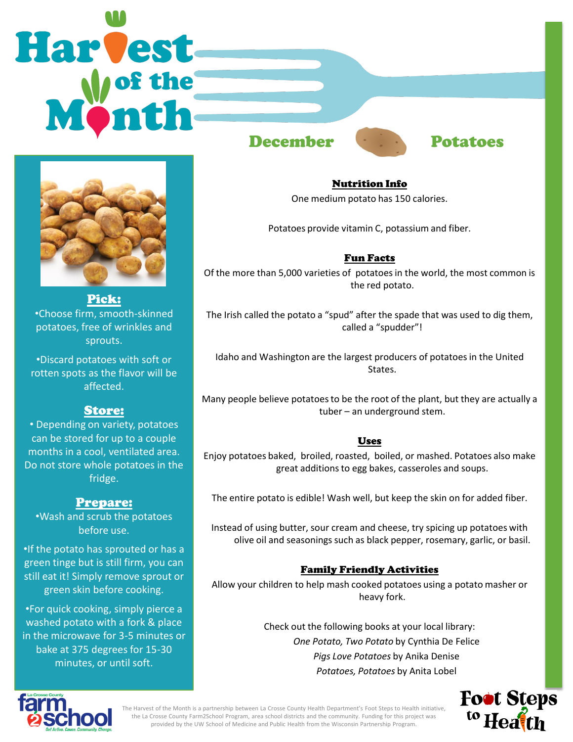# Harvest of the Month

## December — Potatoes

### Pick:

•Choose firm, smooth-skinned potatoes, free of wrinkles and sprouts.

•Discard potatoes with soft or rotten spots as the flavor will be affected.

### Store:

• Depending on variety, potatoes can be stored for up to a couple months in a cool, ventilated area. Do not store whole potatoes in the fridge.

### Prepare:

•Wash and scrub the potatoes before use.

•If the potato has sprouted or has a green tinge but is still firm, you can still eat it! Simply remove sprout or green skin before cooking.

•For quick cooking, simply pierce a washed potato with a fork & place in the microwave for 3-5 minutes or bake at 375 degrees for 15-30 minutes, or until soft.

### Nutrition Info

One medium potato has 150 calories.

Potatoes provide vitamin C, potassium and fiber.

### Fun Facts

Of the more than 5,000 varieties of potatoes in the world, the most common is the red potato.

The Irish called the potato a "spud" after the spade that was used to dig them, called a "spudder"!

Idaho and Washington are the largest producers of potatoes in the United States.

Many people believe potatoes to be the root of the plant, but they are actually a tuber – an underground stem.

### Uses

Enjoy potatoes baked, broiled, roasted, boiled, or mashed. Potatoes also make great additions to egg bakes, casseroles and soups.

The entire potato is edible! Wash well, but keep the skin on for added fiber.

Instead of using butter, sour cream and cheese, try spicing up potatoes with olive oil and seasonings such as black pepper, rosemary, garlic, or basil.

### Family Friendly Activities

Allow your children to help mash cooked potatoes using a potato masher or heavy fork.

Check out the following books at your local library:

*One Potato, Two Potato* by Cynthia De Felice

*Pigs Love Potatoes* by Anika Denise

*Potatoes, Potatoes* by Anita Lobel

The Harvest of the Month is a partnership between La Crosse County Health Department's Foot Steps to Health initiative, the La Crosse County Farm2School Program, area school districts and the community. Funding for this project was provided by the UW School of Medicine and Public Health from the Wisconsin Partnership Program.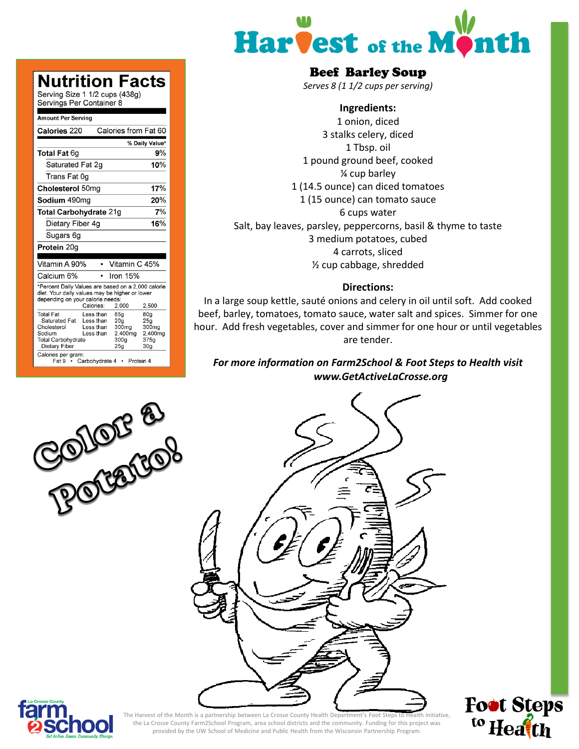# Harvest of the Month

## Nutrition Facts

Serving Size 1 1/2 cups (438g)
Servings Per Container 8

| Amount Per Serving | |
|---|---|
| **Calories** 220 | Calories from Fat 60 |
| | **% Daily Value*** |
| **Total Fat** 6g | **9%** |
| Saturated Fat 2g | **10%** |
| Trans Fat 0g | |
| **Cholesterol** 50mg | **17%** |
| **Sodium** 490mg | **20%** |
| **Total Carbohydrate** 21g | **7%** |
| Dietary Fiber 4g | **16%** |
| Sugars 6g | |
| **Protein** 20g | |

Vitamin A 90% • Vitamin C 45%
Calcium 6% • Iron 15%

*Percent Daily Values are based on a 2,000 calorie diet. Your daily values may be higher or lower depending on your calorie needs:

| | Calories: | 2,000 | 2,500 |
|---|---|---|---|
| Total Fat | Less than | 65g | 80g |
| Saturated Fat | Less than | 20g | 25g |
| Cholesterol | Less than | 300mg | 300mg |
| Sodium | Less than | 2,400mg | 2,400mg |
| Total Carbohydrate | | 300g | 375g |
| Dietary Fiber | | 25g | 30g |

Calories per gram:
Fat 9 • Carbohydrate 4 • Protein 4

## Beef Barley Soup

*Serves 8 (1 1/2 cups per serving)*

**Ingredients:**

1 onion, diced
3 stalks celery, diced
1 Tbsp. oil
1 pound ground beef, cooked
¼ cup barley
1 (14.5 ounce) can diced tomatoes
1 (15 ounce) can tomato sauce
6 cups water
Salt, bay leaves, parsley, peppercorns, basil & thyme to taste
3 medium potatoes, cubed
4 carrots, sliced
½ cup cabbage, shredded

**Directions:**

In a large soup kettle, sauté onions and celery in oil until soft. Add cooked beef, barley, tomatoes, tomato sauce, water salt and spices. Simmer for one hour. Add fresh vegetables, cover and simmer for one hour or until vegetables are tender.

***For more information on Farm2School & Foot Steps to Health visit www.GetActiveLaCrosse.org***

**Color a Potato!**

The Harvest of the Month is a partnership between La Crosse County Health Department's Foot Steps to Health initiative, the La Crosse County Farm2School Program, area school districts and the community. Funding for this project was provided by the UW School of Medicine and Public Health from the Wisconsin Partnership Program.

La Crosse County farm 2 school — Get Active. Cause. Community. Change.

Foot Steps to Health